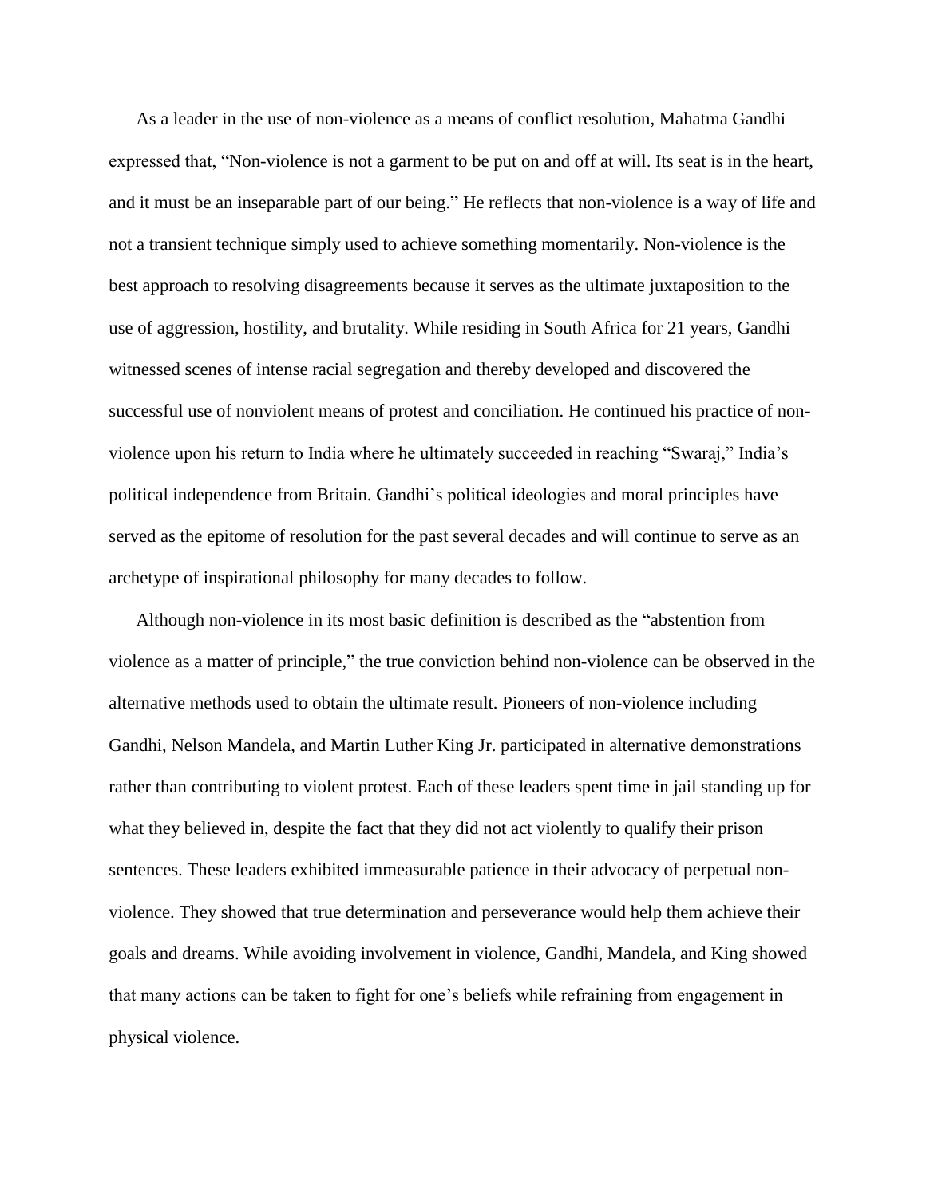As a leader in the use of non-violence as a means of conflict resolution, Mahatma Gandhi expressed that, "Non-violence is not a garment to be put on and off at will. Its seat is in the heart, and it must be an inseparable part of our being." He reflects that non-violence is a way of life and not a transient technique simply used to achieve something momentarily. Non-violence is the best approach to resolving disagreements because it serves as the ultimate juxtaposition to the use of aggression, hostility, and brutality. While residing in South Africa for 21 years, Gandhi witnessed scenes of intense racial segregation and thereby developed and discovered the successful use of nonviolent means of protest and conciliation. He continued his practice of non-violence upon his return to India where he ultimately succeeded in reaching "Swaraj," India's political independence from Britain. Gandhi's political ideologies and moral principles have served as the epitome of resolution for the past several decades and will continue to serve as an archetype of inspirational philosophy for many decades to follow.

Although non-violence in its most basic definition is described as the "abstention from violence as a matter of principle," the true conviction behind non-violence can be observed in the alternative methods used to obtain the ultimate result. Pioneers of non-violence including Gandhi, Nelson Mandela, and Martin Luther King Jr. participated in alternative demonstrations rather than contributing to violent protest. Each of these leaders spent time in jail standing up for what they believed in, despite the fact that they did not act violently to qualify their prison sentences. These leaders exhibited immeasurable patience in their advocacy of perpetual non-violence. They showed that true determination and perseverance would help them achieve their goals and dreams. While avoiding involvement in violence, Gandhi, Mandela, and King showed that many actions can be taken to fight for one's beliefs while refraining from engagement in physical violence.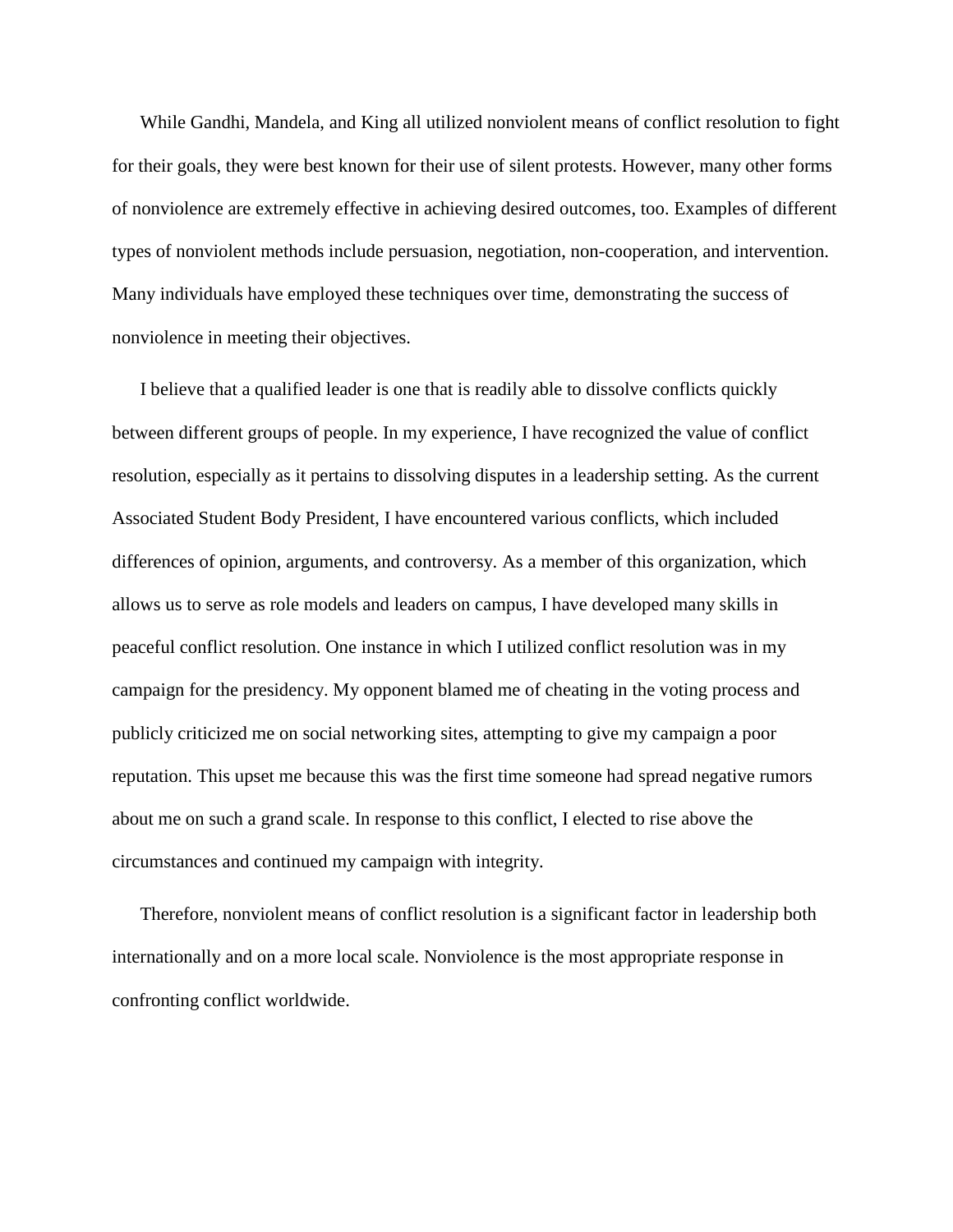While Gandhi, Mandela, and King all utilized nonviolent means of conflict resolution to fight for their goals, they were best known for their use of silent protests. However, many other forms of nonviolence are extremely effective in achieving desired outcomes, too. Examples of different types of nonviolent methods include persuasion, negotiation, non-cooperation, and intervention. Many individuals have employed these techniques over time, demonstrating the success of nonviolence in meeting their objectives.

I believe that a qualified leader is one that is readily able to dissolve conflicts quickly between different groups of people. In my experience, I have recognized the value of conflict resolution, especially as it pertains to dissolving disputes in a leadership setting. As the current Associated Student Body President, I have encountered various conflicts, which included differences of opinion, arguments, and controversy. As a member of this organization, which allows us to serve as role models and leaders on campus, I have developed many skills in peaceful conflict resolution. One instance in which I utilized conflict resolution was in my campaign for the presidency. My opponent blamed me of cheating in the voting process and publicly criticized me on social networking sites, attempting to give my campaign a poor reputation. This upset me because this was the first time someone had spread negative rumors about me on such a grand scale. In response to this conflict, I elected to rise above the circumstances and continued my campaign with integrity.

Therefore, nonviolent means of conflict resolution is a significant factor in leadership both internationally and on a more local scale. Nonviolence is the most appropriate response in confronting conflict worldwide.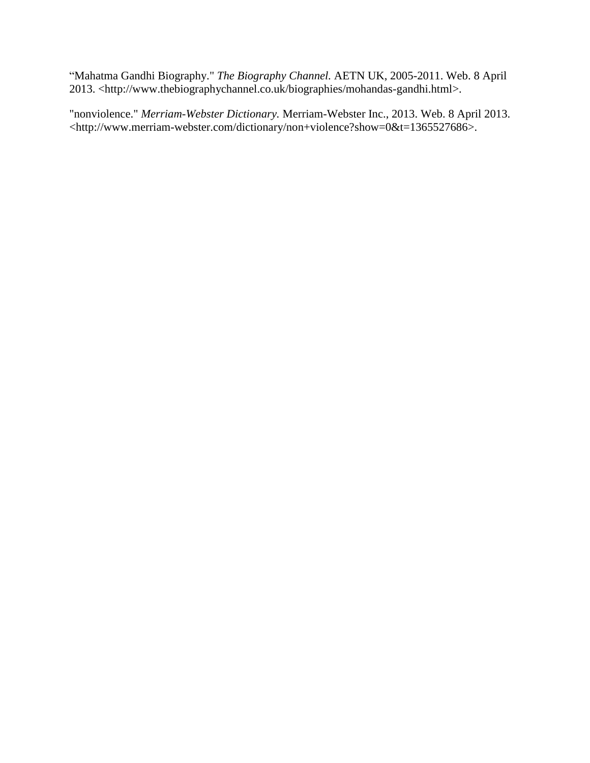“Mahatma Gandhi Biography." *The Biography Channel.* AETN UK, 2005-2011. Web. 8 April 2013. <http://www.thebiographychannel.co.uk/biographies/mohandas-gandhi.html>.

"nonviolence." *Merriam-Webster Dictionary.* Merriam-Webster Inc., 2013. Web. 8 April 2013. <http://www.merriam-webster.com/dictionary/non+violence?show=0&t=1365527686>.